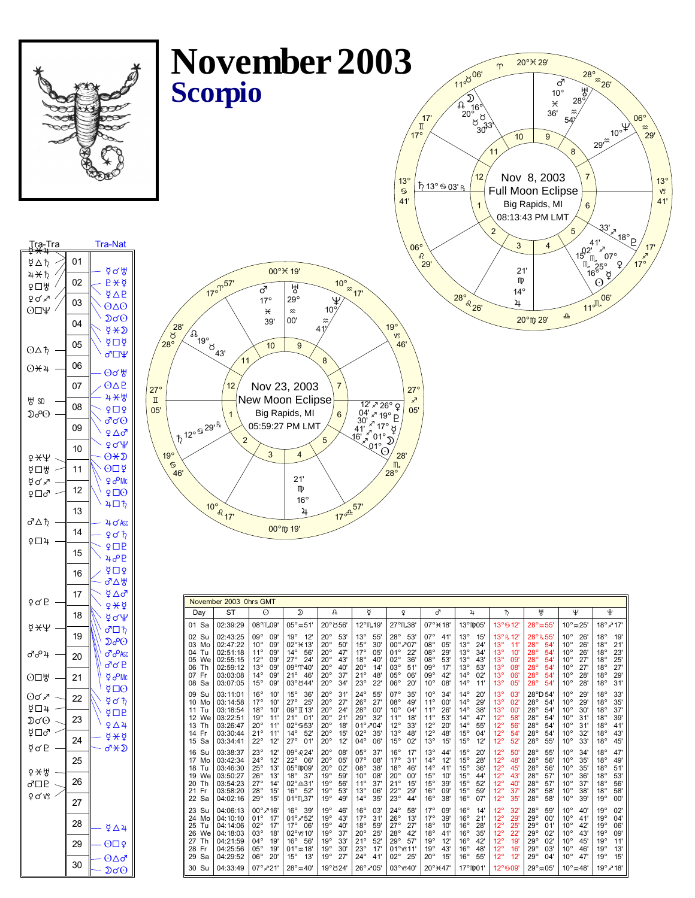# November 2003

## Scorpio

**Nov 8, 2003 Full Moon Eclipse**
Big Rapids, MI
08:13:43 PM LMT

**Nov 23, 2003 New Moon Eclipse**
Big Rapids, MI
05:59:27 PM LMT

| Tra-Tra | Day | Tra-Nat |
|---|---|---|
| ☿⚹♃ | 01 | |
| ☿△♄ | | ☿☌♅ |
| ♃⚹♄ | 02 | ♇⚹☿ |
| ♀□♅ | | ☿△♇ |
| ♀☌♐ | 03 | ☉△☉ |
| ☉□♆ | | ☽☌☉ |
| | 04 | ☿⚹☽ |
| | | ☿□☿ |
| ☉△♄ | 05 | ♂□♆ |
| ☉⚹♃ | 06 | ☉☌♅ |
| | 07 | ☉△♇ |
| ♅ SD | | ♃⚹♅ |
| ☽☍☉ | 08 | ♀□♀ |
| | | ♂☌☉ |
| | 09 | ♀△♂ |
| | | ♀☌♆ |
| ♀⚹♆ | 10 | ☉⚹☽ |
| ☿□♅ | 11 | ☉□☿ |
| ☿☌♐ | | ♀☍Mc |
| ♀□♂ | 12 | ♀□☉ |
| | | ♃□♄ |
| ♂△♄ | 13 | ♃☌Asc |
| ♀□♃ | 14 | ♀☌♄ |
| | 15 | ♀□♇ |
| | | ♃☍♇ |
| | 16 | ☿□♀ |
| | | ♂△♅ |
| ♀☌♇ | 17 | ☿△♂ |
| | | ♀⚹☿ |
| ☿⚹♆ | 18 | ☿☌♆ |
| | 19 | ♂□♄ |
| | | ☽☍☉ |
| ♂☍♃ | 20 | ♂☍Asc |
| | | ♂☌♇ |
| ☉□♅ | 21 | ☿☍Mc |
| | | ☿□☉ |
| ☉☌♐ | 22 | ☿☌♄ |
| ☿□♃ | | ☿□♇ |
| ☽☌☉ | 23 | ♀△♃ |
| ☿□♂ | | ☿⚹☿ |
| ☿☌♇ | 24 | ♂⚹☽ |
| | 25 | |
| ♀⚹♅ | | |
| ♂□♇ | 26 | |
| ♀☌♑ | 27 | |
| | 28 | ☿△♃ |
| | 29 | ☉□♀ |
| | 30 | ☉△♂ |
| | | ☽☌☉ |

**November 2003 0hrs GMT**

| Day | ST | ☉ | ☽ | ☊ | ☿ | ♀ | ♂ | ♃ | ♄ | ♅ | ♆ | ♇ |
|---|---|---|---|---|---|---|---|---|---|---|---|---|
| 01 Sa | 02:39:29 | 08°♏09' | 05°♒51' | 20°♉56' | 12°♏19' | 27°♏38' | 07°♓18' | 13°♍05' | 13°♋12' | 28°♒55' | 10°♒25' | 18°♐17' |
| 02 Su | 02:43:25 | 09° 09' | 19° 12' | 20° 53' | 13° 55' | 28° 53' | 07° 41' | 13° 15' | 13°℞ 12' | 28°℞ 55' | 10° 26' | 18° 19' |
| 03 Mo | 02:47:22 | 10° 09' | 02°♓13' | 20° 50' | 15° 30' | 00°♐07' | 08° 05' | 13° 24' | 13° 11' | 28° 54' | 10° 26' | 18° 21' |
| 04 Tu | 02:51:18 | 11° 09' | 14° 56' | 20° 47' | 17° 05' | 01° 22' | 08° 29' | 13° 34' | 13° 10' | 28° 54' | 10° 26' | 18° 23' |
| 05 We | 02:55:15 | 12° 09' | 27° 24' | 20° 43' | 18° 40' | 02° 36' | 08° 53' | 13° 43' | 13° 09' | 28° 54' | 10° 27' | 18° 25' |
| 06 Th | 02:59:12 | 13° 09' | 09°♈40' | 20° 40' | 20° 14' | 03° 51' | 09° 17' | 13° 53' | 13° 08' | 28° 54' | 10° 27' | 18° 27' |
| 07 Fr | 03:03:08 | 14° 09' | 21° 46' | 20° 37' | 21° 48' | 05° 06' | 09° 42' | 14° 02' | 13° 06' | 28° 54' | 10° 28' | 18° 29' |
| 08 Sa | 03:07:05 | 15° 09' | 03°♉44' | 20° 34' | 23° 22' | 06° 20' | 10° 08' | 14° 11' | 13° 05' | 28° 54' | 10° 28' | 18° 31' |
| 09 Su | 03:11:01 | 16° 10' | 15° 36' | 20° 31' | 24° 55' | 07° 35' | 10° 34' | 14° 20' | 13° 03' | 28°D 54' | 10° 29' | 18° 33' |
| 10 Mo | 03:14:58 | 17° 10' | 27° 25' | 20° 27' | 26° 27' | 08° 49' | 11° 00' | 14° 29' | 13° 02' | 28° 54' | 10° 29' | 18° 35' |
| 11 Tu | 03:18:54 | 18° 10' | 09°♊13' | 20° 24' | 28° 00' | 10° 04' | 11° 26' | 14° 38' | 13° 00' | 28° 54' | 10° 30' | 18° 37' |
| 12 We | 03:22:51 | 19° 11' | 21° 01' | 20° 21' | 29° 32' | 11° 18' | 11° 53' | 14° 47' | 12° 58' | 28° 54' | 10° 31' | 18° 39' |
| 13 Th | 03:26:47 | 20° 11' | 02°♋53' | 20° 18' | 01°♐04' | 12° 33' | 12° 20' | 14° 55' | 12° 56' | 28° 54' | 10° 31' | 18° 41' |
| 14 Fr | 03:30:44 | 21° 11' | 14° 52' | 20° 15' | 02° 35' | 13° 48' | 12° 48' | 15° 04' | 12° 54' | 28° 54' | 10° 32' | 18° 43' |
| 15 Sa | 03:34:41 | 22° 12' | 27° 01' | 20° 12' | 04° 06' | 15° 02' | 13° 15' | 15° 12' | 12° 52' | 28° 55' | 10° 33' | 18° 45' |
| 16 Su | 03:38:37 | 23° 12' | 09°♌24' | 20° 08' | 05° 37' | 16° 17' | 13° 44' | 15° 20' | 12° 50' | 28° 55' | 10° 34' | 18° 47' |
| 17 Mo | 03:42:34 | 24° 12' | 22° 06' | 20° 05' | 07° 08' | 17° 31' | 14° 12' | 15° 28' | 12° 48' | 28° 56' | 10° 35' | 18° 49' |
| 18 Tu | 03:46:30 | 25° 13' | 05°♍09' | 20° 02' | 08° 38' | 18° 46' | 14° 41' | 15° 36' | 12° 45' | 28° 56' | 10° 35' | 18° 51' |
| 19 We | 03:50:27 | 26° 13' | 18° 37' | 19° 59' | 10° 08' | 20° 00' | 15° 10' | 15° 44' | 12° 43' | 28° 57' | 10° 36' | 18° 53' |
| 20 Th | 03:54:23 | 27° 14' | 02°♎31' | 19° 56' | 11° 37' | 21° 15' | 15° 39' | 15° 52' | 12° 40' | 28° 57' | 10° 37' | 18° 56' |
| 21 Fr | 03:58:20 | 28° 15' | 16° 52' | 19° 53' | 13° 06' | 22° 29' | 16° 09' | 15° 59' | 12° 37' | 28° 58' | 10° 38' | 18° 58' |
| 22 Sa | 04:02:16 | 29° 15' | 01°♏37' | 19° 49' | 14° 35' | 23° 44' | 16° 38' | 16° 07' | 12° 35' | 28° 58' | 10° 39' | 19° 00' |
| 23 Su | 04:06:13 | 00°♐16' | 16° 39' | 19° 46' | 16° 03' | 24° 58' | 17° 09' | 16° 14' | 12° 32' | 28° 59' | 10° 40' | 19° 02' |
| 24 Mo | 04:10:10 | 01° 17' | 01°♐52' | 19° 43' | 17° 31' | 26° 13' | 17° 39' | 16° 21' | 12° 29' | 29° 00' | 10° 41' | 19° 04' |
| 25 Tu | 04:14:06 | 02° 17' | 17° 06' | 19° 40' | 18° 59' | 27° 27' | 18° 10' | 16° 28' | 12° 25' | 29° 01' | 10° 42' | 19° 06' |
| 26 We | 04:18:03 | 03° 18' | 02°♑10' | 19° 37' | 20° 25' | 28° 42' | 18° 41' | 16° 35' | 12° 22' | 29° 02' | 10° 43' | 19° 09' |
| 27 Th | 04:21:59 | 04° 19' | 16° 56' | 19° 33' | 21° 52' | 29° 57' | 19° 12' | 16° 42' | 12° 19' | 29° 02' | 10° 45' | 19° 11' |
| 28 Fr | 04:25:56 | 05° 19' | 01°♒18' | 19° 30' | 23° 17' | 01°♑11' | 19° 43' | 16° 48' | 12° 16' | 29° 03' | 10° 46' | 19° 13' |
| 29 Sa | 04:29:52 | 06° 20' | 15° 13' | 19° 27' | 24° 41' | 02° 25' | 20° 15' | 16° 55' | 12° 12' | 29° 04' | 10° 47' | 19° 15' |
| 30 Su | 04:33:49 | 07°♐21' | 28°♒40' | 19°♉24' | 26°♐05' | 03°♑40' | 20°♓47' | 17°♍01' | 12°♋09' | 29°♒05' | 10°♒48' | 19°♐18' |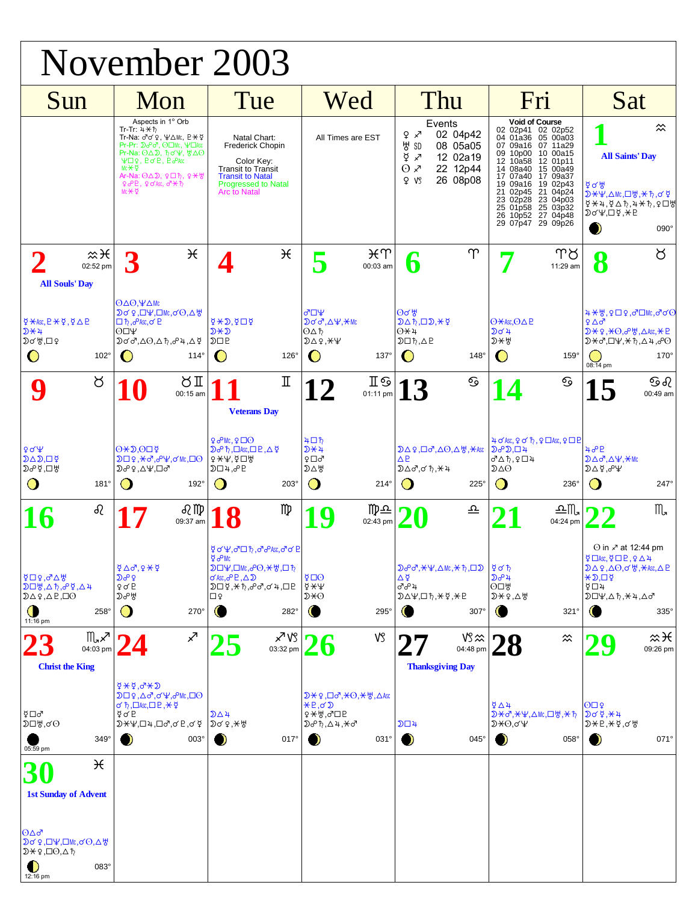# November 2003

| Sun | Mon | Tue | Wed | Thu | Fri | Sat |
|---|---|---|---|---|---|---|
| | Aspects in 1° Orb<br>Tr-Tr: ♃✶♄<br>Tr-Na: ♂☌♀, ♆△Mc, ♇✶☿<br>Pr-Pr: ☽☍♂, ☉□Mc, ♆□Asc<br>Pr-Na: ☉△☽, ♄☌♆, ♅△☉<br>♆□♀, ♇☌♇, ♇☍Asc<br>Mc✶☿<br>Ar-Na: ☉△☽, ♀□♄, ♀✶♅<br>♀☍♇, ♀☌Asc, ♂✶♄<br>Mc✶☿ | Natal Chart:<br>Frederick Chopin<br><br>Color Key:<br>Transit to Transit<br>Transit to Natal<br>Progressed to Natal<br>Arc to Natal | All Times are EST | Events<br>♀ ♐ 02 04p42<br>♅ SD 08 05a05<br>☿ ♐ 12 02a19<br>☉ ♐ 22 12p44<br>♀ ♑ 26 08p08 | Void of Course<br>02 02p41 02 02p52<br>04 01a36 05 00a03<br>07 09a16 07 11a29<br>09 10p00 10 00a15<br>12 10a58 12 01p11<br>14 08a40 15 00a49<br>17 07a40 17 09a37<br>19 09a16 19 02p43<br>21 02p45 21 04p24<br>23 02p28 23 04p03<br>25 01p58 25 03p32<br>26 10p52 27 04p48<br>29 07p47 29 09p26 | **1** ♒<br>All Saints' Day<br><br>☿☌♅<br>☽✶♆,△Mc,□♅,✶♄,☌☿<br>☿✶♃,☿△♄,♃✶♄,♀□♅<br>☽☌♆,□☿,✶♇<br>090° |
| **2** ♒♓ 02:52 pm<br>All Souls' Day<br><br>☿✶Asc,♇✶☿,☿△♇<br>☽✶♃<br>☽☌♅,□♀<br>102° | **3** ♓<br><br>☉△☉,♆△Mc<br>☽☌♀,□♆,□Mc,☌☉,△♅<br>□♄,☍Asc,☌♇<br>☉□♆<br>☽☌♂,△☉,△♄,☍♃,△☿<br>114° | **4** ♓<br><br>☿✶☽,☿□☿<br>☽✶☽<br>☽□♇<br>126° | **5** ♓♈ 00:03 am<br><br>♂□♆<br>☽☌♂,△♆,✶Mc<br>☉△♄<br>☽△♀,✶♆<br>137° | **6** ♈<br><br>☉☌♅<br>☽△♄,□☽,✶☿<br>☉✶♃<br>☽□♄,△♇<br>148° | **7** ♈♉ 11:29 am<br><br>☉✶Asc,☉△♇<br>☽☌♃<br>☽✶♅<br>159° | **8** ♉<br><br>♃✶♅,♀□♀,♂□Mc,♂☌☉<br>♀△♂<br>☽✶♀,✶☉,☍♅,△Asc,✶♇<br>☽✶♂,□♆,✶♄,△♃,☍☉<br>08:14 pm<br>170° |
| **9** ♉<br><br>♀☌♆<br>☽△☽,□☿<br>☽☍☿,□♅<br>181° | **10** ♉♊ 00:15 am<br><br>☉✶☽,☉□☿<br>☽□♀,✶♂,☍♆,☌Mc,□☉<br>☽☍♀,△♆,□♂<br>192° | **11** ♊<br>Veterans Day<br><br>♀☍Mc,♀□☉<br>☽☍♄,□Asc,□♇,△☿<br>♀✶♆,☿□♅<br>☽□♃,☍♇<br>203° | **12** ♊♋ 01:11 pm<br><br>♃□♄<br>☽✶♃<br>♀□♂<br>☽△♅<br>214° | **13** ♋<br><br>☽△♀,□♂,△☉,△♅,✶Asc<br>△♇<br>☽△♂,☌♄,✶♃<br>225° | **14** ♋<br><br>♃☌Asc,♀☌♄,♀□Asc,♀□♇<br>☽☍☽,□♃<br>♂△♄,♀□♃<br>☽△☉<br>236° | **15** ♋♌ 00:49 am<br><br>♃☍♇<br>☽△♂,△♆,✶Mc<br>☽△☿,☍♆<br>247° |
| **16** ♌<br><br>☿□♀,♂△♅<br>☽□♅,△♄,☍☿,△♃<br>☽△♀,△♇,□☉<br>11:16 pm<br>258° | **17** ♌♍ 09:37 am<br><br>☿△♂,♀✶☿<br>☽☍♀<br>♀☌♇<br>☽☍♅<br>270° | **18** ♍<br><br>☿☌♆,♂□♄,♂☍Asc,♂☌♇<br>☿☍Mc<br>☽□♆,□Mc,☍☉,✶♅,□♄<br>☌Asc,☍♇,△☽<br>☽□☿,✶♄,☍♂,☌♃,□♇<br>□♀<br>282° | **19** ♍♎ 02:43 pm<br><br>☿□☉<br>☿✶♆<br>☽✶☉<br>295° | **20** ♎<br><br>☽☍♂,✶♆,△Mc,✶♄,□☽<br>△☿<br>☽△♆,□♄,✶☿,✶♇<br>307° | **21** ♎♏ 04:24 pm<br><br>☿☌♄<br>☽☍♃<br>☉□♅<br>☽✶♀,△♅<br>321° | **22** ♏<br><br>☉ in ♐ at 12:44 pm<br>☿□Asc,☿□♇,♀△♃<br>☽△♀,△☉,☌♅,✶Asc,△♇<br>✶☽,□☿<br>☿□♃<br>☽□♆,△♄,✶♃,△♂<br>335° |
| **23** ♏♐ 04:03 pm<br>Christ the King<br><br>☿□♂<br>☽□♅,☌☉<br>05:59 pm<br>349° | **24** ♐<br><br>☿✶☿,♂✶☽<br>☽□♀,△♂,☌♆,☍Mc,□☉<br>☌♄,□Asc,□♇,✶☿<br>☿☌♇<br>☽✶♆,□♃,□♂,☌♇,☌☿<br>003° | **25** ♐♑ 03:32 pm<br><br>☽△♃<br>☽☌♀,✶♅<br>017° | **26** ♑<br><br>☽✶♀,□♂,✶☉,✶♅,△Asc<br>✶♇,☌☽<br>♀✶♅,♂□♇<br>☽☍♄,△♃,✶♂<br>031° | **27** ♑♒ 04:48 pm<br>Thanksgiving Day<br><br>☽□♃<br>045° | **28** ♒<br><br>☿△♃<br>☽✶♂,✶♆,△Mc,□♅,✶♄<br>☽✶☉,☌♆<br>058° | **29** ♒♓ 09:26 pm<br><br>☉□♀<br>☽☌☿,✶♃<br>☽✶♇,✶☿,☌♅<br>071° |
| **30** ♓<br>1st Sunday of Advent<br><br>☉△♂<br>☽☌♀,□♆,□Mc,☌☉,△♅<br>☽✶♀,□☉,△♄<br>12:16 pm<br>083° | | | | | | |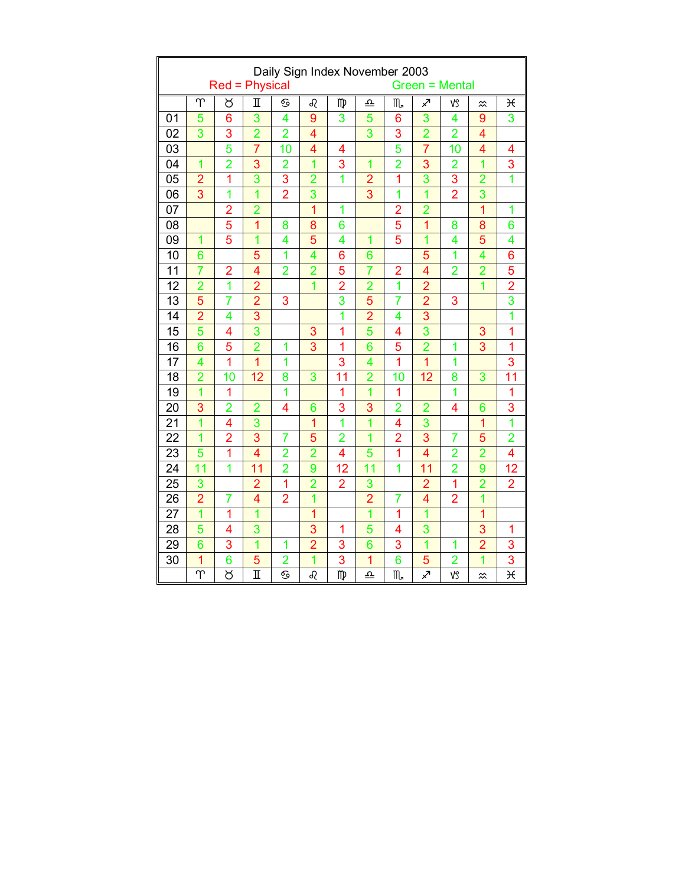# Daily Sign Index November 2003

Red = Physical Green = Mental

| | ♈ | ♉ | ♊ | ♋ | ♌ | ♍ | ♎ | ♏ | ♐ | ♑ | ♒ | ♓ |
|---|---|---|---|---|---|---|---|---|---|---|---|---|
| 01 | 5 | 6 | 3 | 4 | 9 | 3 | 5 | 6 | 3 | 4 | 9 | 3 |
| 02 | 3 | 3 | 2 | 2 | 4 | | 3 | 3 | 2 | 2 | 4 | |
| 03 | | 5 | 7 | 10 | 4 | 4 | | 5 | 7 | 10 | 4 | 4 |
| 04 | 1 | 2 | 3 | 2 | 1 | 3 | 1 | 2 | 3 | 2 | 1 | 3 |
| 05 | 2 | 1 | 3 | 3 | 2 | 1 | 2 | 1 | 3 | 3 | 2 | 1 |
| 06 | 3 | 1 | 1 | 2 | 3 | | 3 | 1 | 1 | 2 | 3 | |
| 07 | | 2 | 2 | | 1 | 1 | | 2 | 2 | | 1 | 1 |
| 08 | | 5 | 1 | 8 | 8 | 6 | | 5 | 1 | 8 | 8 | 6 |
| 09 | 1 | 5 | 1 | 4 | 5 | 4 | 1 | 5 | 1 | 4 | 5 | 4 |
| 10 | 6 | | 5 | 1 | 4 | 6 | 6 | | 5 | 1 | 4 | 6 |
| 11 | 7 | 2 | 4 | 2 | 2 | 5 | 7 | 2 | 4 | 2 | 2 | 5 |
| 12 | 2 | 1 | 2 | | 1 | 2 | 2 | 1 | 2 | | 1 | 2 |
| 13 | 5 | 7 | 2 | 3 | | 3 | 5 | 7 | 2 | 3 | | 3 |
| 14 | 2 | 4 | 3 | | | 1 | 2 | 4 | 3 | | | 1 |
| 15 | 5 | 4 | 3 | | 3 | 1 | 5 | 4 | 3 | | 3 | 1 |
| 16 | 6 | 5 | 2 | 1 | 3 | 1 | 6 | 5 | 2 | 1 | 3 | 1 |
| 17 | 4 | 1 | 1 | 1 | | 3 | 4 | 1 | 1 | 1 | | 3 |
| 18 | 2 | 10 | 12 | 8 | 3 | 11 | 2 | 10 | 12 | 8 | 3 | 11 |
| 19 | 1 | 1 | | 1 | | 1 | 1 | 1 | | 1 | | 1 |
| 20 | 3 | 2 | 2 | 4 | 6 | 3 | 3 | 2 | 2 | 4 | 6 | 3 |
| 21 | 1 | 4 | 3 | | 1 | 1 | 1 | 4 | 3 | | 1 | 1 |
| 22 | 1 | 2 | 3 | 7 | 5 | 2 | 1 | 2 | 3 | 7 | 5 | 2 |
| 23 | 5 | 1 | 4 | 2 | 2 | 4 | 5 | 1 | 4 | 2 | 2 | 4 |
| 24 | 11 | 1 | 11 | 2 | 9 | 12 | 11 | 1 | 11 | 2 | 9 | 12 |
| 25 | 3 | | 2 | 1 | 2 | 2 | 3 | | 2 | 1 | 2 | 2 |
| 26 | 2 | 7 | 4 | 2 | 1 | | 2 | 7 | 4 | 2 | 1 | |
| 27 | 1 | 1 | 1 | | 1 | | 1 | 1 | 1 | | 1 | |
| 28 | 5 | 4 | 3 | | 3 | 1 | 5 | 4 | 3 | | 3 | 1 |
| 29 | 6 | 3 | 1 | 1 | 2 | 3 | 6 | 3 | 1 | 1 | 2 | 3 |
| 30 | 1 | 6 | 5 | 2 | 1 | 3 | 1 | 6 | 5 | 2 | 1 | 3 |
| | ♈ | ♉ | ♊ | ♋ | ♌ | ♍ | ♎ | ♏ | ♐ | ♑ | ♒ | ♓ |